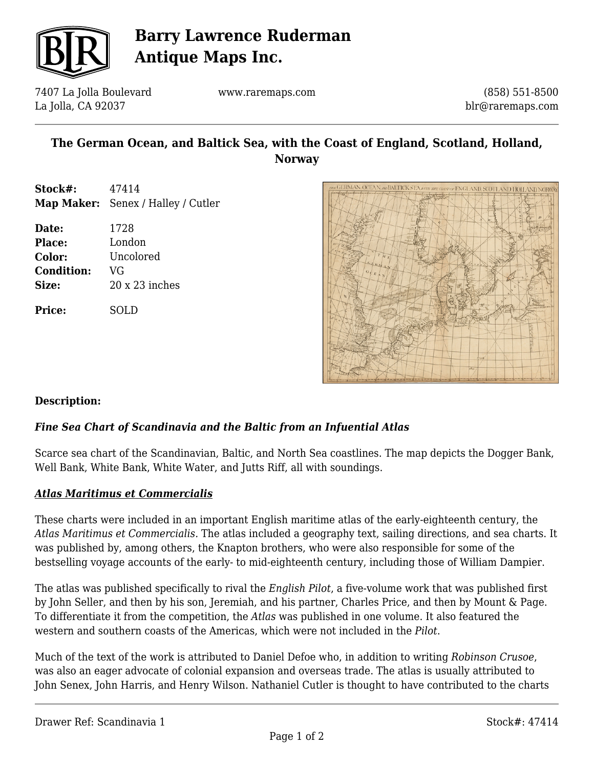# Barry Lawrence Ruderman Antique Maps Inc.

7407 La Jolla Boulevard
La Jolla, CA 92037

www.raremaps.com

(858) 551-8500
blr@raremaps.com

## The German Ocean, and Baltick Sea, with the Coast of England, Scotland, Holland, Norway

| | |
|---|---|
| **Stock#:** | 47414 |
| **Map Maker:** | Senex / Halley / Cutler |
| **Date:** | 1728 |
| **Place:** | London |
| **Color:** | Uncolored |
| **Condition:** | VG |
| **Size:** | 20 x 23 inches |
| **Price:** | SOLD |

**Description:**

***Fine Sea Chart of Scandinavia and the Baltic from an Infuential Atlas***

Scarce sea chart of the Scandinavian, Baltic, and North Sea coastlines. The map depicts the Dogger Bank, Well Bank, White Bank, White Water, and Jutts Riff, all with soundings.

***Atlas Maritimus et Commercialis***

These charts were included in an important English maritime atlas of the early-eighteenth century, the *Atlas Maritimus et Commercialis.* The atlas included a geography text, sailing directions, and sea charts. It was published by, among others, the Knapton brothers, who were also responsible for some of the bestselling voyage accounts of the early- to mid-eighteenth century, including those of William Dampier.

The atlas was published specifically to rival the *English Pilot*, a five-volume work that was published first by John Seller, and then by his son, Jeremiah, and his partner, Charles Price, and then by Mount & Page. To differentiate it from the competition, the *Atlas* was published in one volume. It also featured the western and southern coasts of the Americas, which were not included in the *Pilot*.

Much of the text of the work is attributed to Daniel Defoe who, in addition to writing *Robinson Crusoe*, was also an eager advocate of colonial expansion and overseas trade. The atlas is usually attributed to John Senex, John Harris, and Henry Wilson. Nathaniel Cutler is thought to have contributed to the charts

Drawer Ref: Scandinavia 1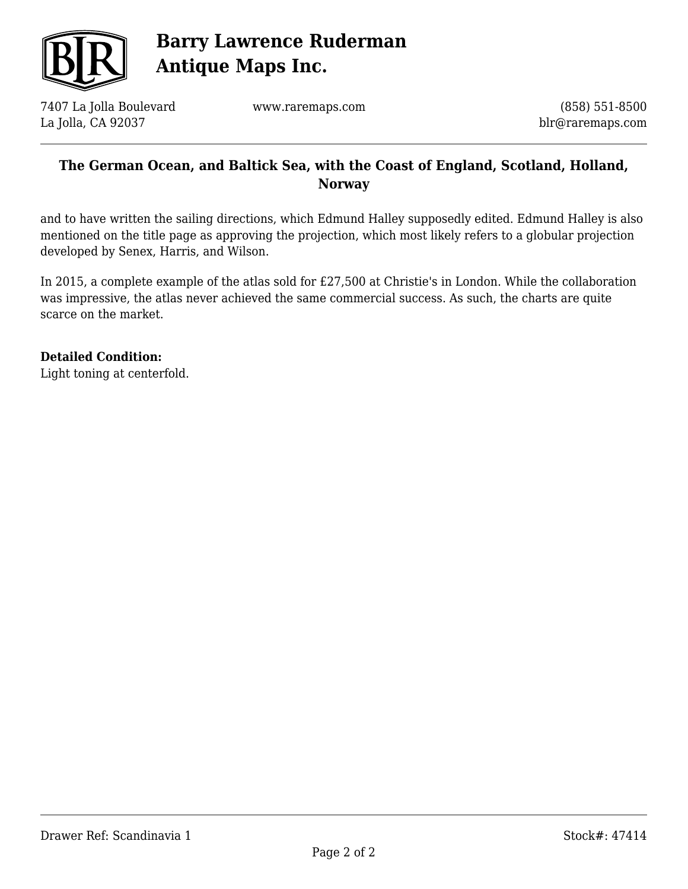and to have written the sailing directions, which Edmund Halley supposedly edited. Edmund Halley is also mentioned on the title page as approving the projection, which most likely refers to a globular projection developed by Senex, Harris, and Wilson.

In 2015, a complete example of the atlas sold for £27,500 at Christie's in London. While the collaboration was impressive, the atlas never achieved the same commercial success. As such, the charts are quite scarce on the market.

**Detailed Condition:**
Light toning at centerfold.